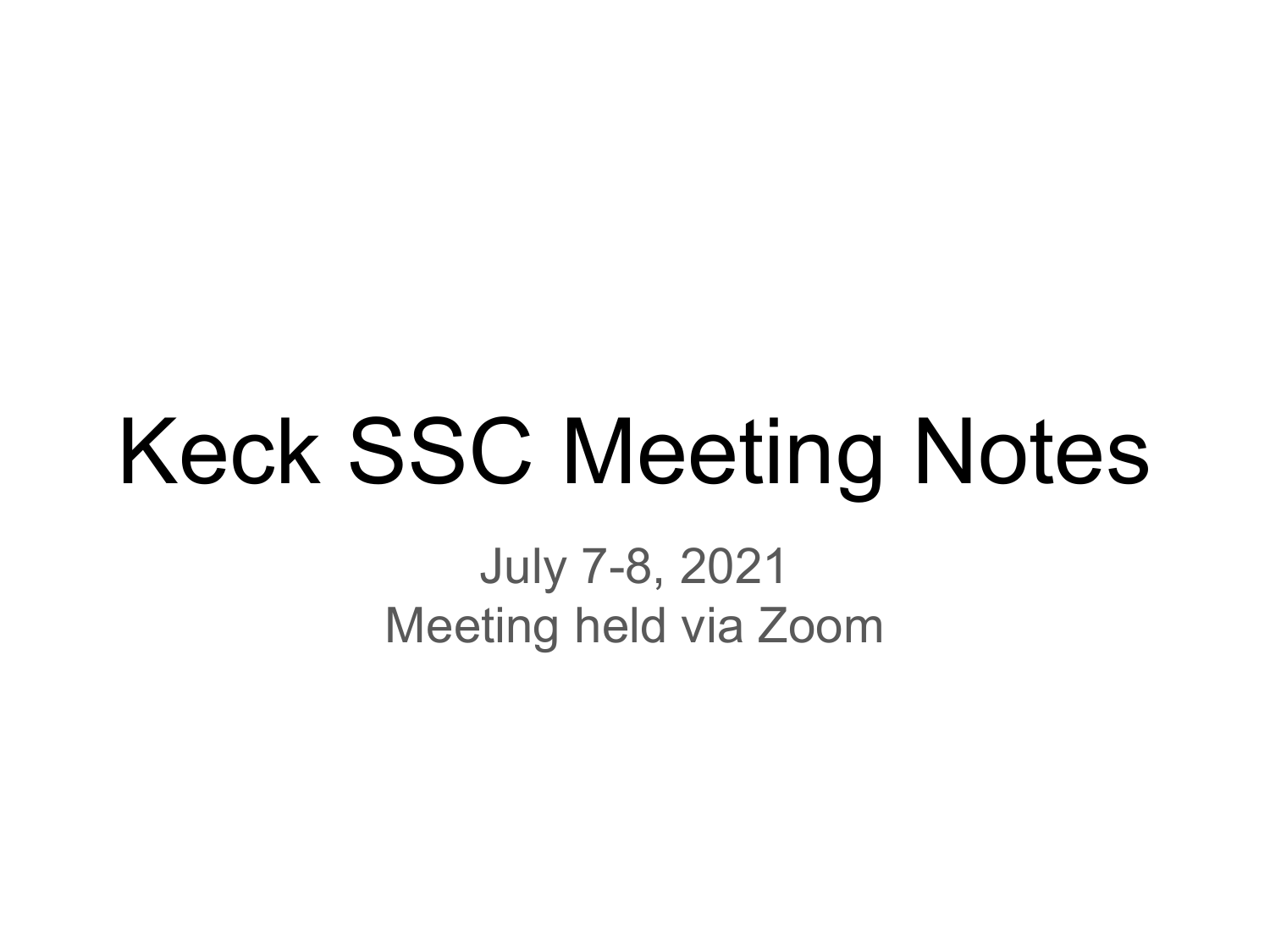# Keck SSC Meeting Notes

July 7-8, 2021
Meeting held via Zoom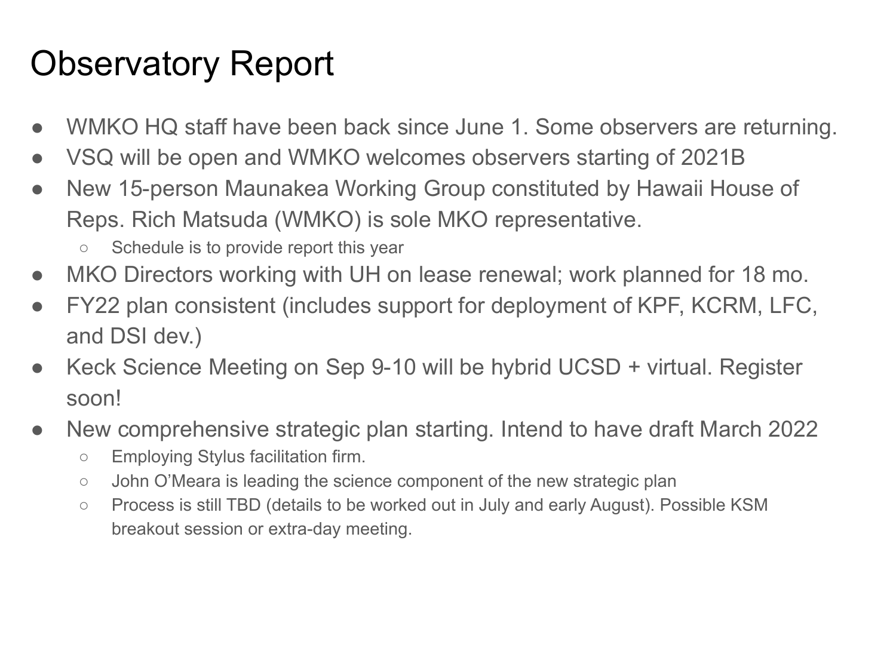# Observatory Report

- WMKO HQ staff have been back since June 1. Some observers are returning.
- VSQ will be open and WMKO welcomes observers starting of 2021B
- New 15-person Maunakea Working Group constituted by Hawaii House of Reps. Rich Matsuda (WMKO) is sole MKO representative.
  - Schedule is to provide report this year
- MKO Directors working with UH on lease renewal; work planned for 18 mo.
- FY22 plan consistent (includes support for deployment of KPF, KCRM, LFC, and DSI dev.)
- Keck Science Meeting on Sep 9-10 will be hybrid UCSD + virtual. Register soon!
- New comprehensive strategic plan starting. Intend to have draft March 2022
  - Employing Stylus facilitation firm.
  - John O'Meara is leading the science component of the new strategic plan
  - Process is still TBD (details to be worked out in July and early August). Possible KSM breakout session or extra-day meeting.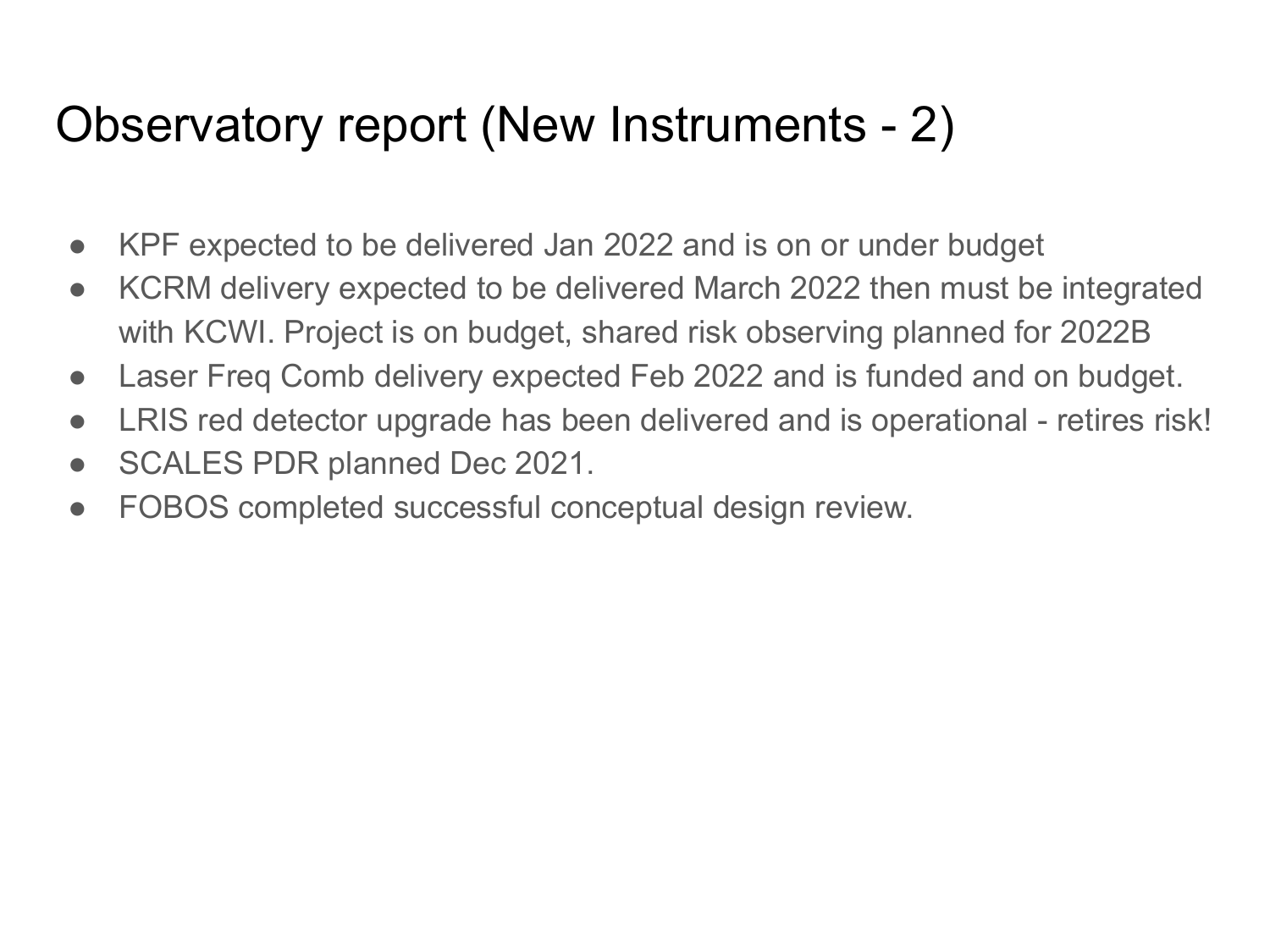# Observatory report (New Instruments - 2)

- KPF expected to be delivered Jan 2022 and is on or under budget
- KCRM delivery expected to be delivered March 2022 then must be integrated with KCWI. Project is on budget, shared risk observing planned for 2022B
- Laser Freq Comb delivery expected Feb 2022 and is funded and on budget.
- LRIS red detector upgrade has been delivered and is operational - retires risk!
- SCALES PDR planned Dec 2021.
- FOBOS completed successful conceptual design review.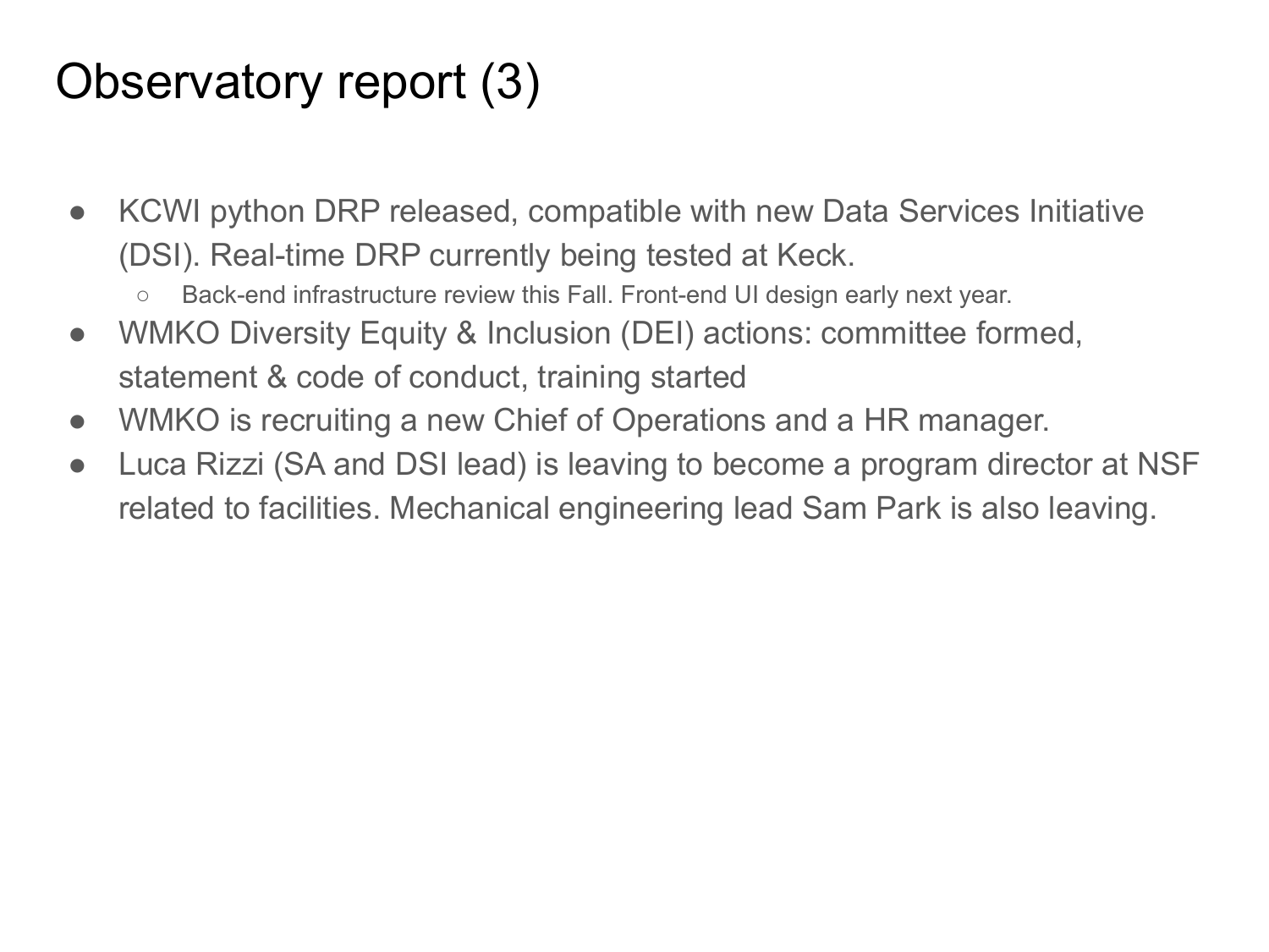# Observatory report (3)

- KCWI python DRP released, compatible with new Data Services Initiative (DSI). Real-time DRP currently being tested at Keck.
  - Back-end infrastructure review this Fall. Front-end UI design early next year.
- WMKO Diversity Equity & Inclusion (DEI) actions: committee formed, statement & code of conduct, training started
- WMKO is recruiting a new Chief of Operations and a HR manager.
- Luca Rizzi (SA and DSI lead) is leaving to become a program director at NSF related to facilities. Mechanical engineering lead Sam Park is also leaving.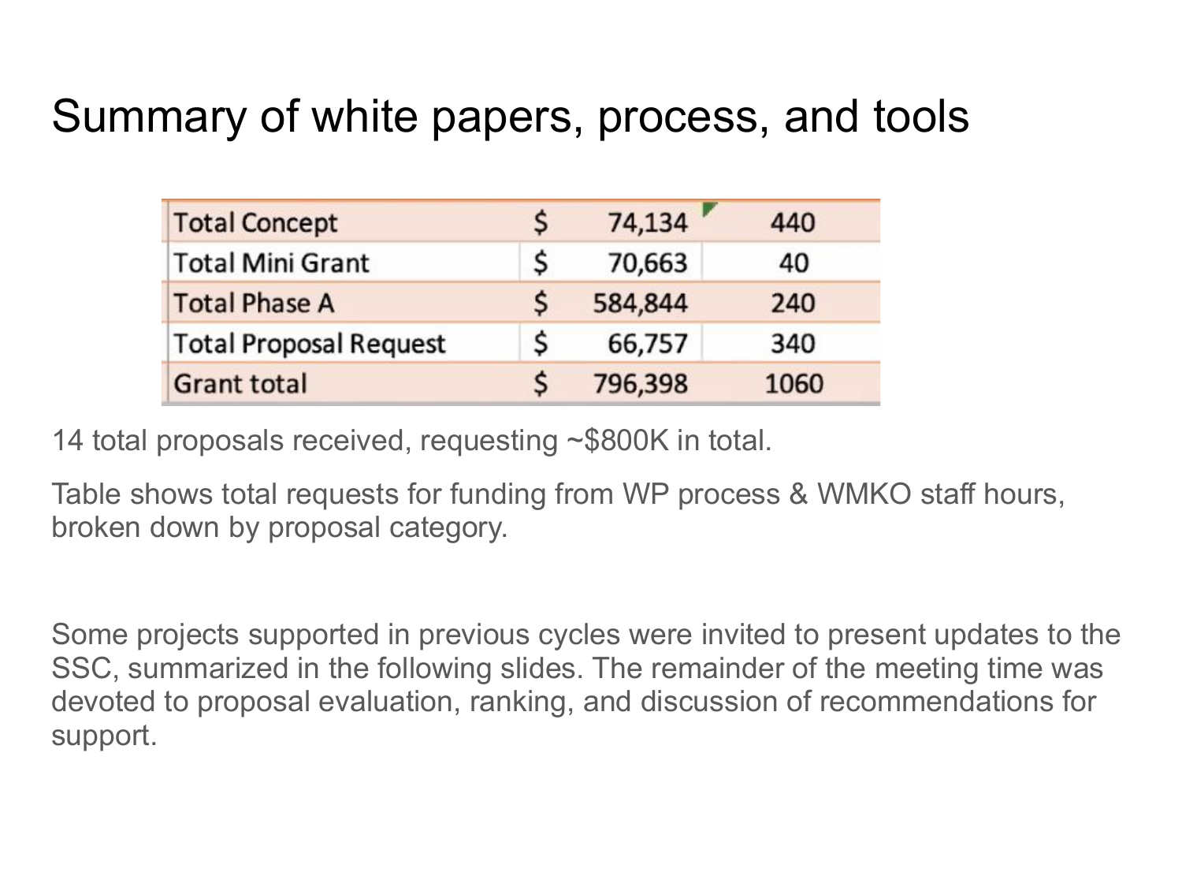# Summary of white papers, process, and tools

| | | |
|---|---|---|
| Total Concept | $ 74,134 | 440 |
| Total Mini Grant | $ 70,663 | 40 |
| Total Phase A | $ 584,844 | 240 |
| Total Proposal Request | $ 66,757 | 340 |
| Grant total | $ 796,398 | 1060 |

14 total proposals received, requesting ~$800K in total.

Table shows total requests for funding from WP process & WMKO staff hours, broken down by proposal category.

Some projects supported in previous cycles were invited to present updates to the SSC, summarized in the following slides. The remainder of the meeting time was devoted to proposal evaluation, ranking, and discussion of recommendations for support.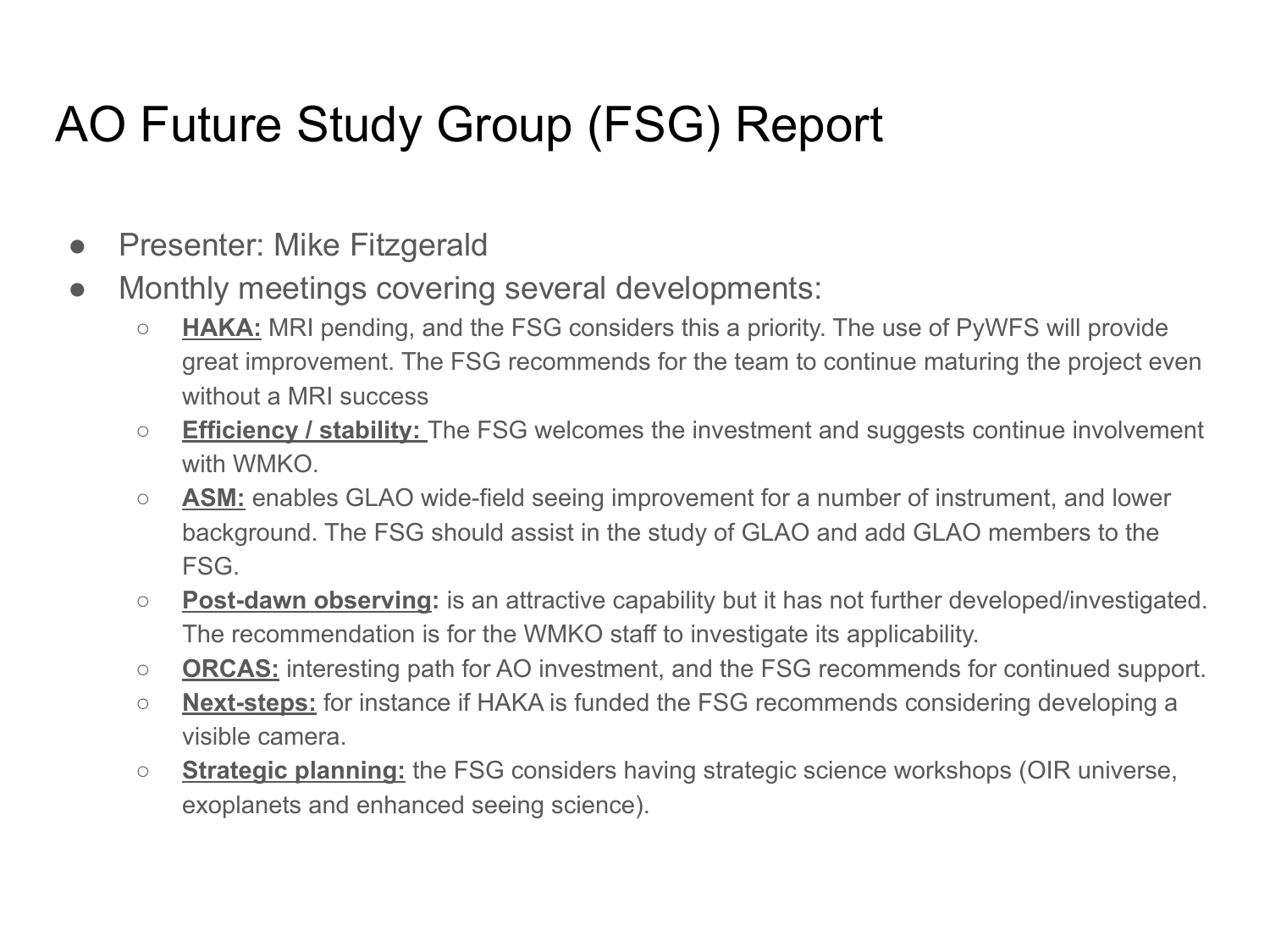# AO Future Study Group (FSG) Report

- Presenter: Mike Fitzgerald
- Monthly meetings covering several developments:
  - **HAKA:** MRI pending, and the FSG considers this a priority. The use of PyWFS will provide great improvement. The FSG recommends for the team to continue maturing the project even without a MRI success
  - **Efficiency / stability:** The FSG welcomes the investment and suggests continue involvement with WMKO.
  - **ASM:** enables GLAO wide-field seeing improvement for a number of instrument, and lower background. The FSG should assist in the study of GLAO and add GLAO members to the FSG.
  - **Post-dawn observing:** is an attractive capability but it has not further developed/investigated. The recommendation is for the WMKO staff to investigate its applicability.
  - **ORCAS:** interesting path for AO investment, and the FSG recommends for continued support.
  - **Next-steps:** for instance if HAKA is funded the FSG recommends considering developing a visible camera.
  - **Strategic planning:** the FSG considers having strategic science workshops (OIR universe, exoplanets and enhanced seeing science).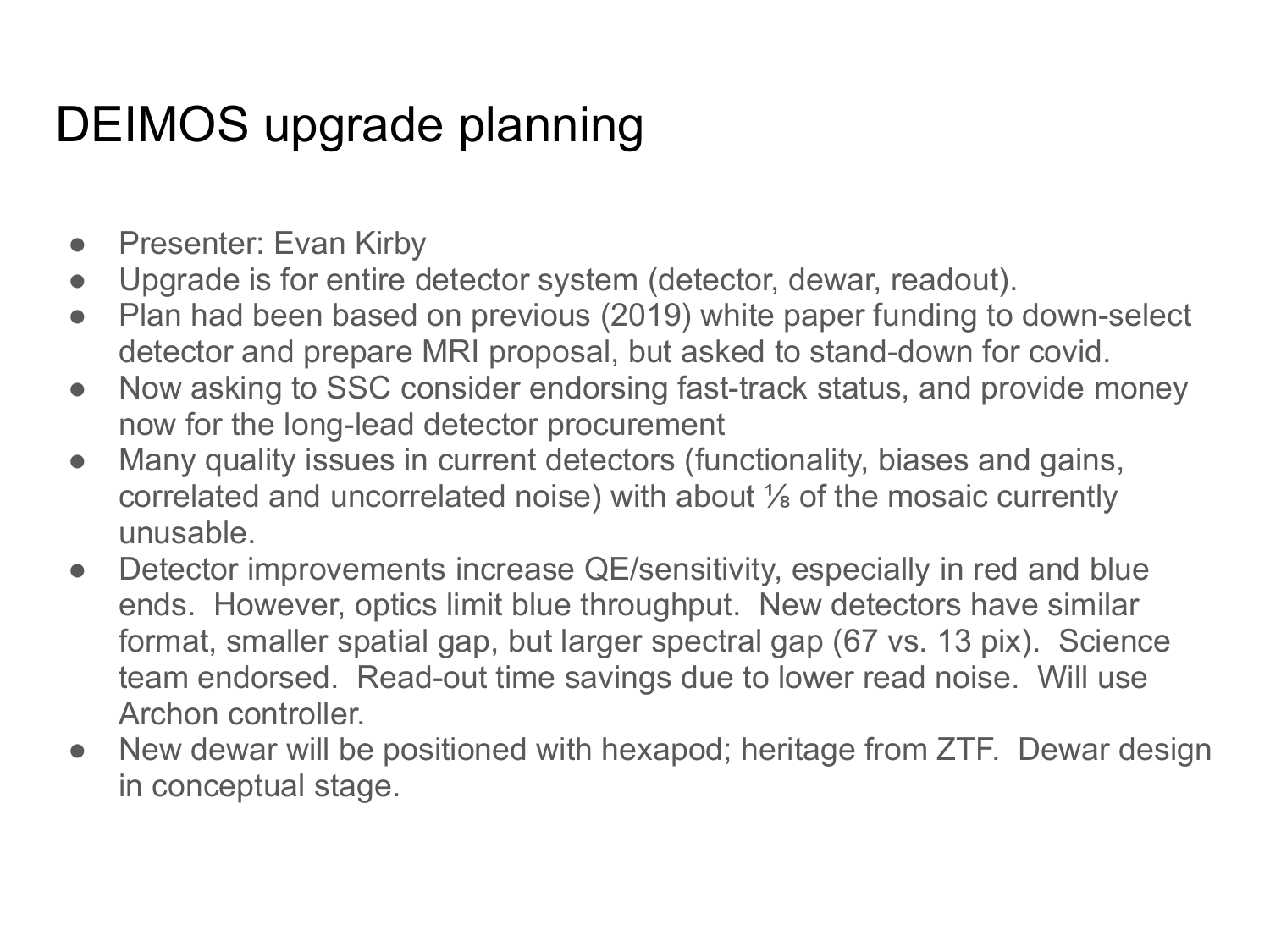# DEIMOS upgrade planning

- Presenter: Evan Kirby
- Upgrade is for entire detector system (detector, dewar, readout).
- Plan had been based on previous (2019) white paper funding to down-select detector and prepare MRI proposal, but asked to stand-down for covid.
- Now asking to SSC consider endorsing fast-track status, and provide money now for the long-lead detector procurement
- Many quality issues in current detectors (functionality, biases and gains, correlated and uncorrelated noise) with about ⅛ of the mosaic currently unusable.
- Detector improvements increase QE/sensitivity, especially in red and blue ends. However, optics limit blue throughput. New detectors have similar format, smaller spatial gap, but larger spectral gap (67 vs. 13 pix). Science team endorsed. Read-out time savings due to lower read noise. Will use Archon controller.
- New dewar will be positioned with hexapod; heritage from ZTF. Dewar design in conceptual stage.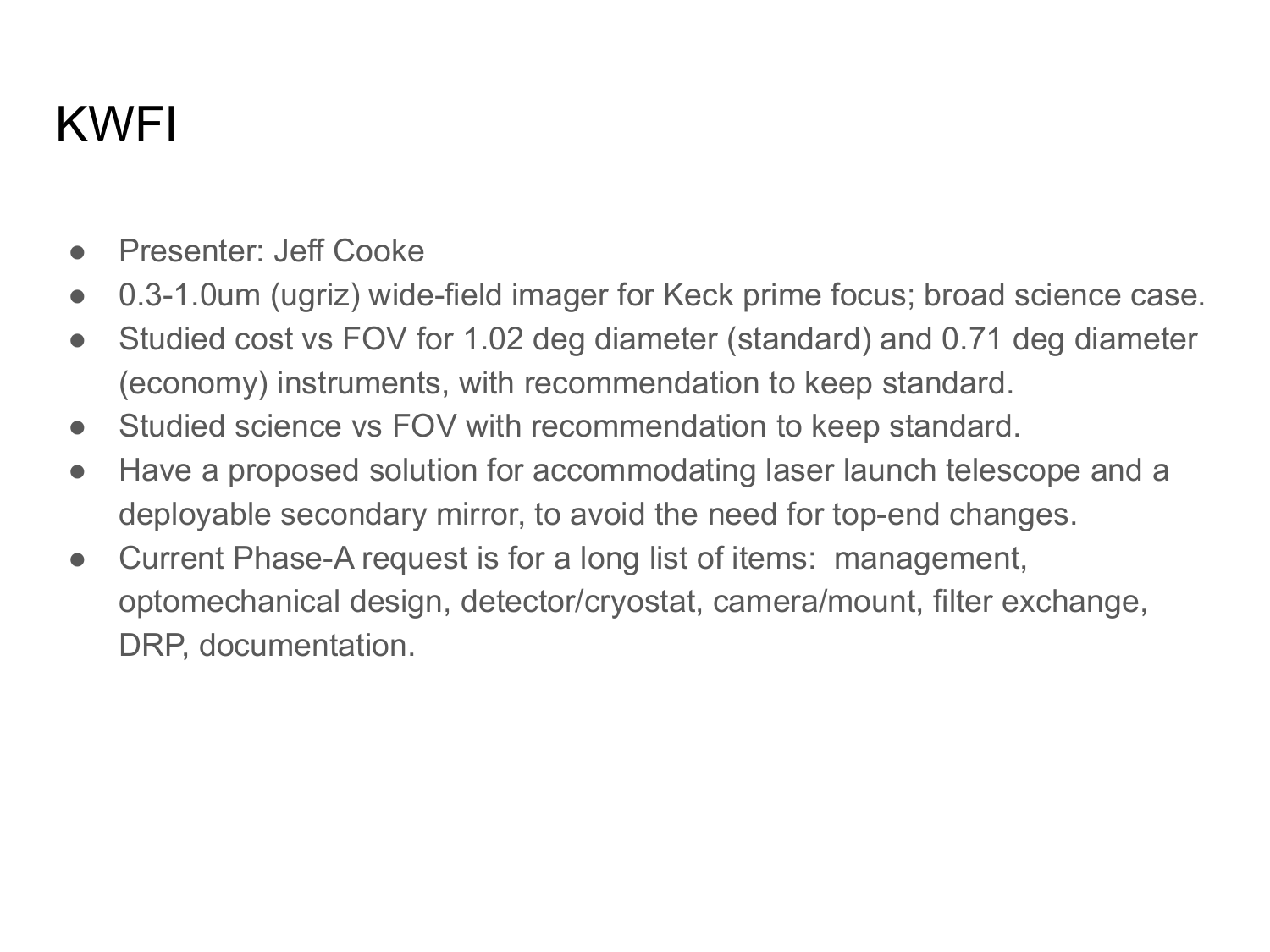# KWFI

- Presenter: Jeff Cooke
- 0.3-1.0um (ugriz) wide-field imager for Keck prime focus; broad science case.
- Studied cost vs FOV for 1.02 deg diameter (standard) and 0.71 deg diameter (economy) instruments, with recommendation to keep standard.
- Studied science vs FOV with recommendation to keep standard.
- Have a proposed solution for accommodating laser launch telescope and a deployable secondary mirror, to avoid the need for top-end changes.
- Current Phase-A request is for a long list of items: management, optomechanical design, detector/cryostat, camera/mount, filter exchange, DRP, documentation.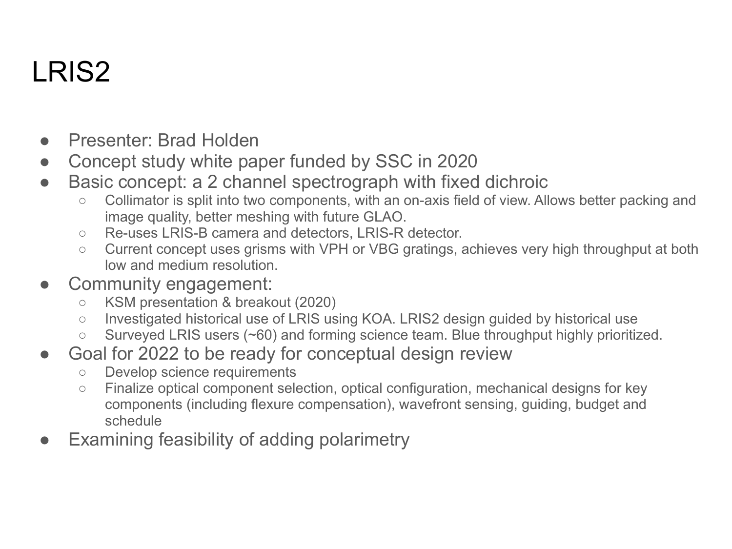# LRIS2

- Presenter: Brad Holden
- Concept study white paper funded by SSC in 2020
- Basic concept: a 2 channel spectrograph with fixed dichroic
  - Collimator is split into two components, with an on-axis field of view. Allows better packing and image quality, better meshing with future GLAO.
  - Re-uses LRIS-B camera and detectors, LRIS-R detector.
  - Current concept uses grisms with VPH or VBG gratings, achieves very high throughput at both low and medium resolution.
- Community engagement:
  - KSM presentation & breakout (2020)
  - Investigated historical use of LRIS using KOA. LRIS2 design guided by historical use
  - Surveyed LRIS users (~60) and forming science team. Blue throughput highly prioritized.
- Goal for 2022 to be ready for conceptual design review
  - Develop science requirements
  - Finalize optical component selection, optical configuration, mechanical designs for key components (including flexure compensation), wavefront sensing, guiding, budget and schedule
- Examining feasibility of adding polarimetry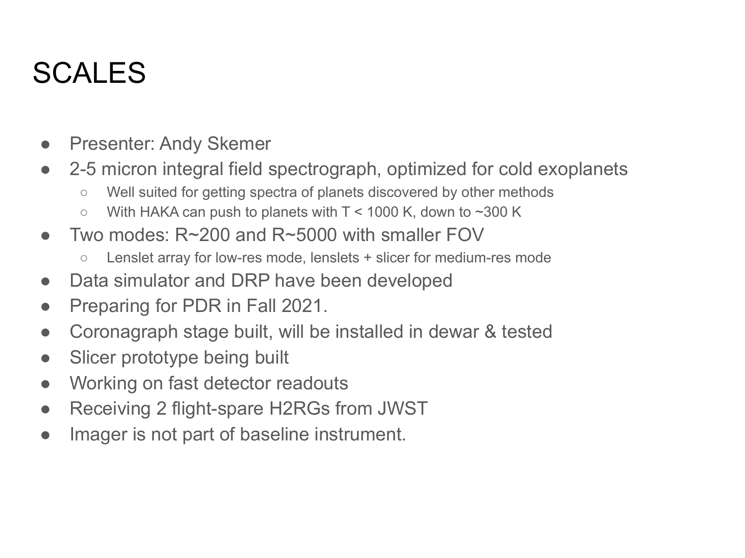# SCALES

- Presenter: Andy Skemer
- 2-5 micron integral field spectrograph, optimized for cold exoplanets
  - Well suited for getting spectra of planets discovered by other methods
  - With HAKA can push to planets with $T < 1000$ K, down to ~300 K
- Two modes: R~200 and R~5000 with smaller FOV
  - Lenslet array for low-res mode, lenslets + slicer for medium-res mode
- Data simulator and DRP have been developed
- Preparing for PDR in Fall 2021.
- Coronagraph stage built, will be installed in dewar & tested
- Slicer prototype being built
- Working on fast detector readouts
- Receiving 2 flight-spare H2RGs from JWST
- Imager is not part of baseline instrument.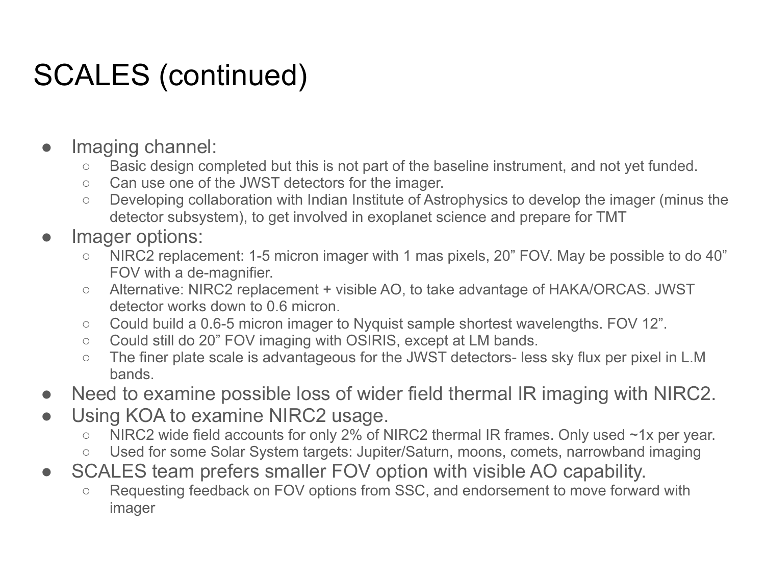# SCALES (continued)

- Imaging channel:
  - Basic design completed but this is not part of the baseline instrument, and not yet funded.
  - Can use one of the JWST detectors for the imager.
  - Developing collaboration with Indian Institute of Astrophysics to develop the imager (minus the detector subsystem), to get involved in exoplanet science and prepare for TMT
- Imager options:
  - NIRC2 replacement: 1-5 micron imager with 1 mas pixels, 20” FOV. May be possible to do 40” FOV with a de-magnifier.
  - Alternative: NIRC2 replacement + visible AO, to take advantage of HAKA/ORCAS. JWST detector works down to 0.6 micron.
  - Could build a 0.6-5 micron imager to Nyquist sample shortest wavelengths. FOV 12”.
  - Could still do 20” FOV imaging with OSIRIS, except at LM bands.
  - The finer plate scale is advantageous for the JWST detectors- less sky flux per pixel in L.M bands.
- Need to examine possible loss of wider field thermal IR imaging with NIRC2.
- Using KOA to examine NIRC2 usage.
  - NIRC2 wide field accounts for only 2% of NIRC2 thermal IR frames. Only used ~1x per year.
  - Used for some Solar System targets: Jupiter/Saturn, moons, comets, narrowband imaging
- SCALES team prefers smaller FOV option with visible AO capability.
  - Requesting feedback on FOV options from SSC, and endorsement to move forward with imager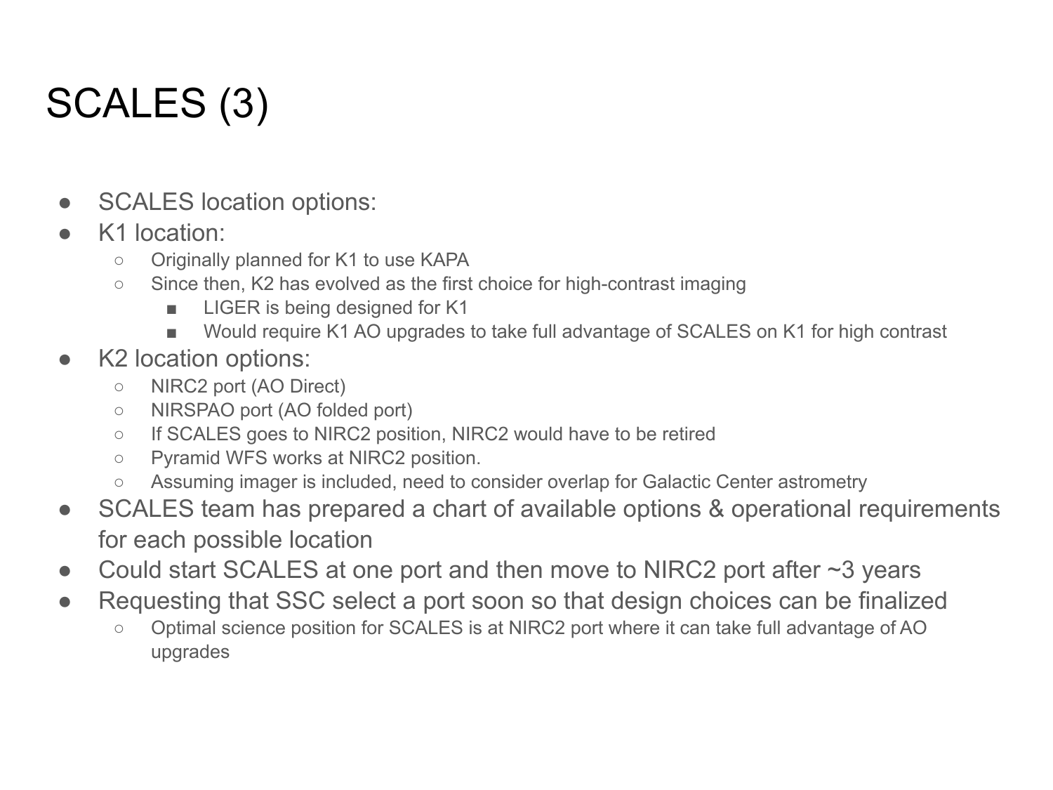# SCALES (3)

- SCALES location options:
- K1 location:
  - Originally planned for K1 to use KAPA
  - Since then, K2 has evolved as the first choice for high-contrast imaging
    - LIGER is being designed for K1
    - Would require K1 AO upgrades to take full advantage of SCALES on K1 for high contrast
- K2 location options:
  - NIRC2 port (AO Direct)
  - NIRSPAO port (AO folded port)
  - If SCALES goes to NIRC2 position, NIRC2 would have to be retired
  - Pyramid WFS works at NIRC2 position.
  - Assuming imager is included, need to consider overlap for Galactic Center astrometry
- SCALES team has prepared a chart of available options & operational requirements for each possible location
- Could start SCALES at one port and then move to NIRC2 port after ~3 years
- Requesting that SSC select a port soon so that design choices can be finalized
  - Optimal science position for SCALES is at NIRC2 port where it can take full advantage of AO upgrades